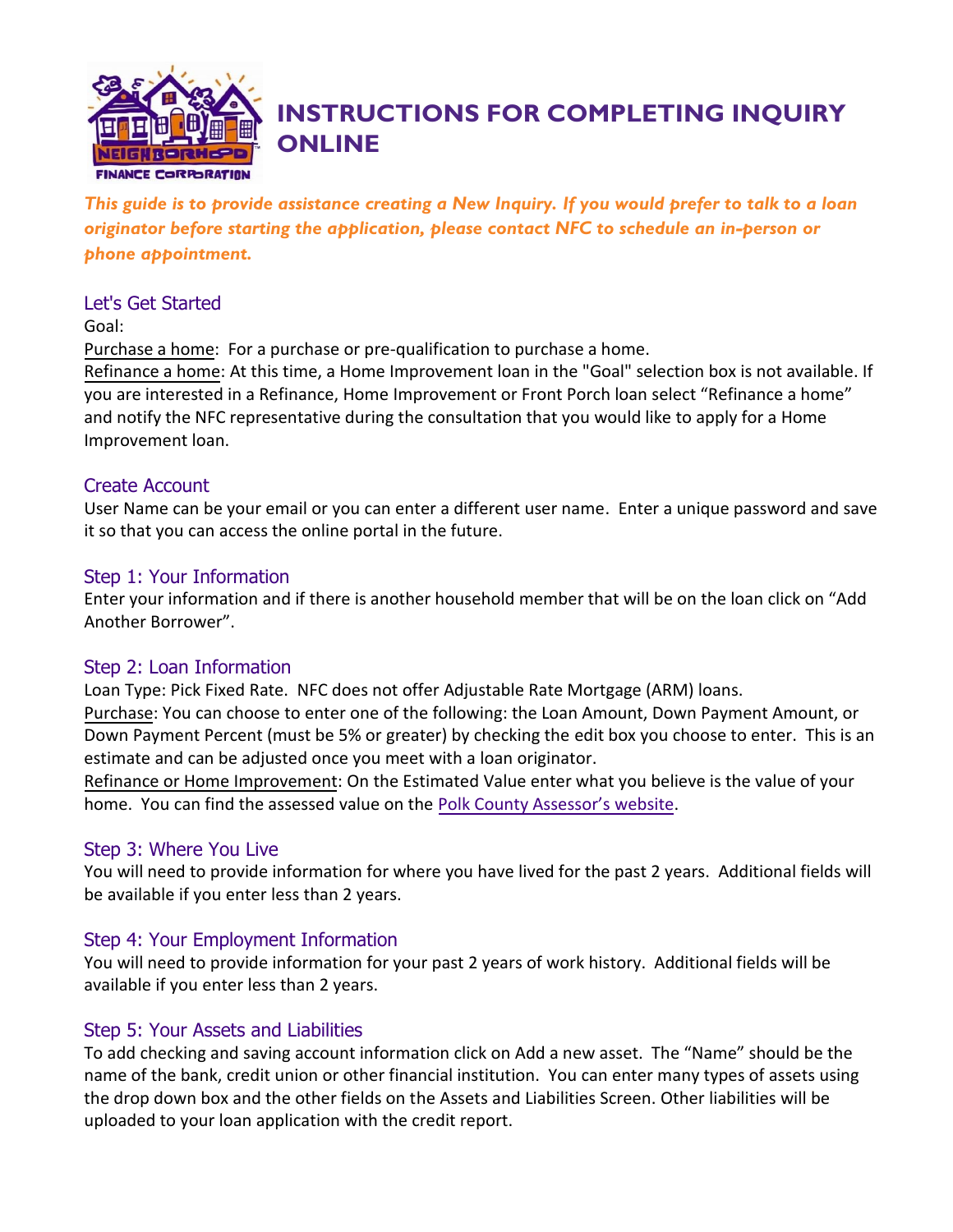# INSTRUCTIONS FOR COMPLETING INQUIRY ONLINE

***This guide is to provide assistance creating a New Inquiry. If you would prefer to talk to a loan originator before starting the application, please contact NFC to schedule an in-person or phone appointment.***

## Let's Get Started

Goal:

Purchase a home: For a purchase or pre-qualification to purchase a home.

Refinance a home: At this time, a Home Improvement loan in the "Goal" selection box is not available. If you are interested in a Refinance, Home Improvement or Front Porch loan select "Refinance a home" and notify the NFC representative during the consultation that you would like to apply for a Home Improvement loan.

## Create Account

User Name can be your email or you can enter a different user name. Enter a unique password and save it so that you can access the online portal in the future.

## Step 1: Your Information

Enter your information and if there is another household member that will be on the loan click on "Add Another Borrower".

## Step 2: Loan Information

Loan Type: Pick Fixed Rate. NFC does not offer Adjustable Rate Mortgage (ARM) loans.

Purchase: You can choose to enter one of the following: the Loan Amount, Down Payment Amount, or Down Payment Percent (must be 5% or greater) by checking the edit box you choose to enter. This is an estimate and can be adjusted once you meet with a loan originator.

Refinance or Home Improvement: On the Estimated Value enter what you believe is the value of your home. You can find the assessed value on the Polk County Assessor's website.

## Step 3: Where You Live

You will need to provide information for where you have lived for the past 2 years. Additional fields will be available if you enter less than 2 years.

## Step 4: Your Employment Information

You will need to provide information for your past 2 years of work history. Additional fields will be available if you enter less than 2 years.

## Step 5: Your Assets and Liabilities

To add checking and saving account information click on Add a new asset. The "Name" should be the name of the bank, credit union or other financial institution. You can enter many types of assets using the drop down box and the other fields on the Assets and Liabilities Screen. Other liabilities will be uploaded to your loan application with the credit report.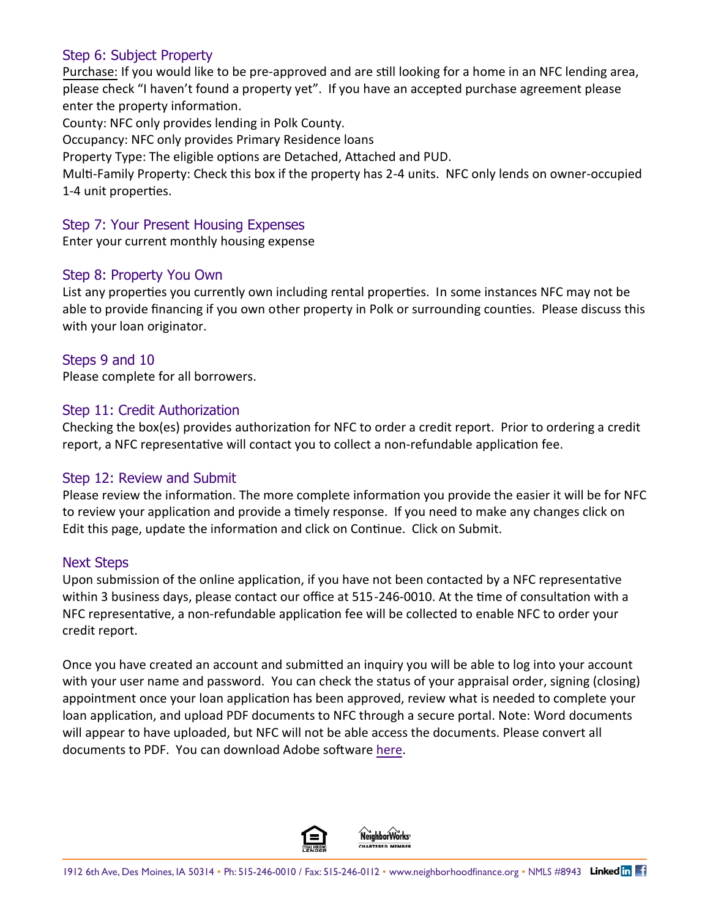## Step 6: Subject Property

Purchase: If you would like to be pre-approved and are still looking for a home in an NFC lending area, please check "I haven't found a property yet". If you have an accepted purchase agreement please enter the property information.

County: NFC only provides lending in Polk County.

Occupancy: NFC only provides Primary Residence loans

Property Type: The eligible options are Detached, Attached and PUD.

Multi-Family Property: Check this box if the property has 2-4 units. NFC only lends on owner-occupied 1-4 unit properties.

## Step 7: Your Present Housing Expenses

Enter your current monthly housing expense

## Step 8: Property You Own

List any properties you currently own including rental properties. In some instances NFC may not be able to provide financing if you own other property in Polk or surrounding counties. Please discuss this with your loan originator.

## Steps 9 and 10

Please complete for all borrowers.

## Step 11: Credit Authorization

Checking the box(es) provides authorization for NFC to order a credit report. Prior to ordering a credit report, a NFC representative will contact you to collect a non-refundable application fee.

## Step 12: Review and Submit

Please review the information. The more complete information you provide the easier it will be for NFC to review your application and provide a timely response. If you need to make any changes click on Edit this page, update the information and click on Continue. Click on Submit.

## Next Steps

Upon submission of the online application, if you have not been contacted by a NFC representative within 3 business days, please contact our office at 515-246-0010. At the time of consultation with a NFC representative, a non-refundable application fee will be collected to enable NFC to order your credit report.

Once you have created an account and submitted an inquiry you will be able to log into your account with your user name and password. You can check the status of your appraisal order, signing (closing) appointment once your loan application has been approved, review what is needed to complete your loan application, and upload PDF documents to NFC through a secure portal. Note: Word documents will appear to have uploaded, but NFC will not be able access the documents. Please convert all documents to PDF. You can download Adobe software here.

1912 6th Ave, Des Moines, IA 50314 • Ph: 515-246-0010 / Fax: 515-246-0112 • www.neighborhoodfinance.org • NMLS #8943